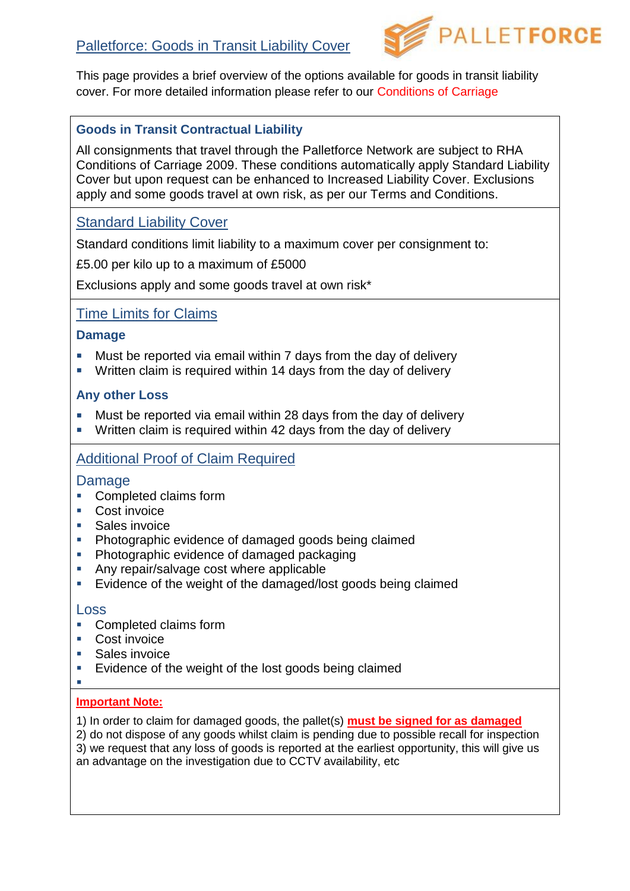# Palletforce: Goods in Transit Liability Cover

PALLETFORCE

This page provides a brief overview of the options available for goods in transit liability cover. For more detailed information please refer to our Conditions of Carriage

### Goods in Transit Contractual Liability

All consignments that travel through the Palletforce Network are subject to RHA Conditions of Carriage 2009. These conditions automatically apply Standard Liability Cover but upon request can be enhanced to Increased Liability Cover. Exclusions apply and some goods travel at own risk, as per our Terms and Conditions.

## Standard Liability Cover

Standard conditions limit liability to a maximum cover per consignment to:

£5.00 per kilo up to a maximum of £5000

Exclusions apply and some goods travel at own risk*

## Time Limits for Claims

### Damage

- Must be reported via email within 7 days from the day of delivery
- Written claim is required within 14 days from the day of delivery

### Any other Loss

- Must be reported via email within 28 days from the day of delivery
- Written claim is required within 42 days from the day of delivery

## Additional Proof of Claim Required

### Damage

- Completed claims form
- Cost invoice
- Sales invoice
- Photographic evidence of damaged goods being claimed
- Photographic evidence of damaged packaging
- Any repair/salvage cost where applicable
- Evidence of the weight of the damaged/lost goods being claimed

### Loss

- Completed claims form
- Cost invoice
- Sales invoice
- Evidence of the weight of the lost goods being claimed

**Important Note:**

1) In order to claim for damaged goods, the pallet(s) **must be signed for as damaged**
2) do not dispose of any goods whilst claim is pending due to possible recall for inspection
3) we request that any loss of goods is reported at the earliest opportunity, this will give us an advantage on the investigation due to CCTV availability, etc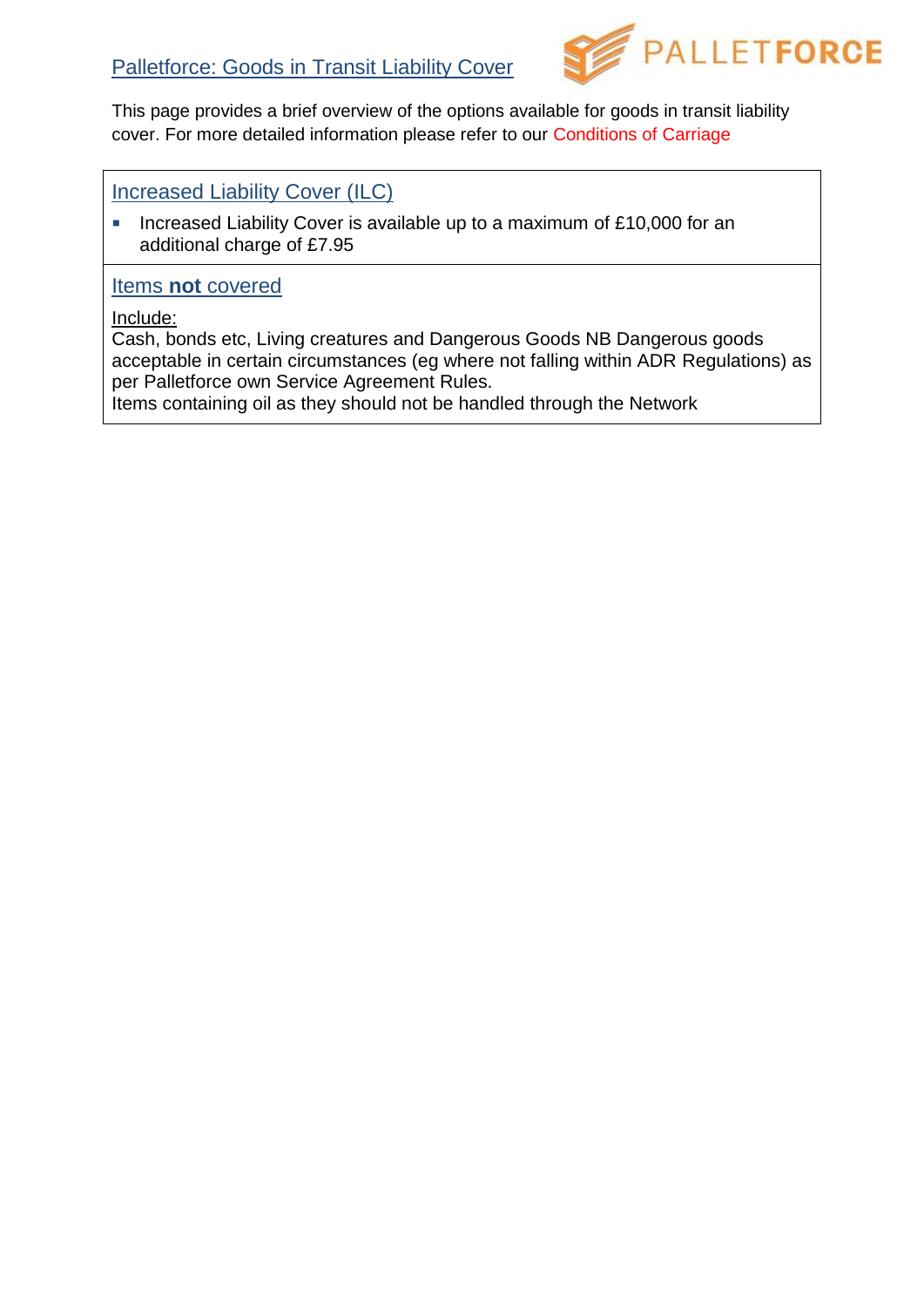# Palletforce: Goods in Transit Liability Cover

This page provides a brief overview of the options available for goods in transit liability cover. For more detailed information please refer to our Conditions of Carriage

## Increased Liability Cover (ILC)

- Increased Liability Cover is available up to a maximum of £10,000 for an additional charge of £7.95

## Items **not** covered

Include:
Cash, bonds etc, Living creatures and Dangerous Goods NB Dangerous goods acceptable in certain circumstances (eg where not falling within ADR Regulations) as per Palletforce own Service Agreement Rules.
Items containing oil as they should not be handled through the Network